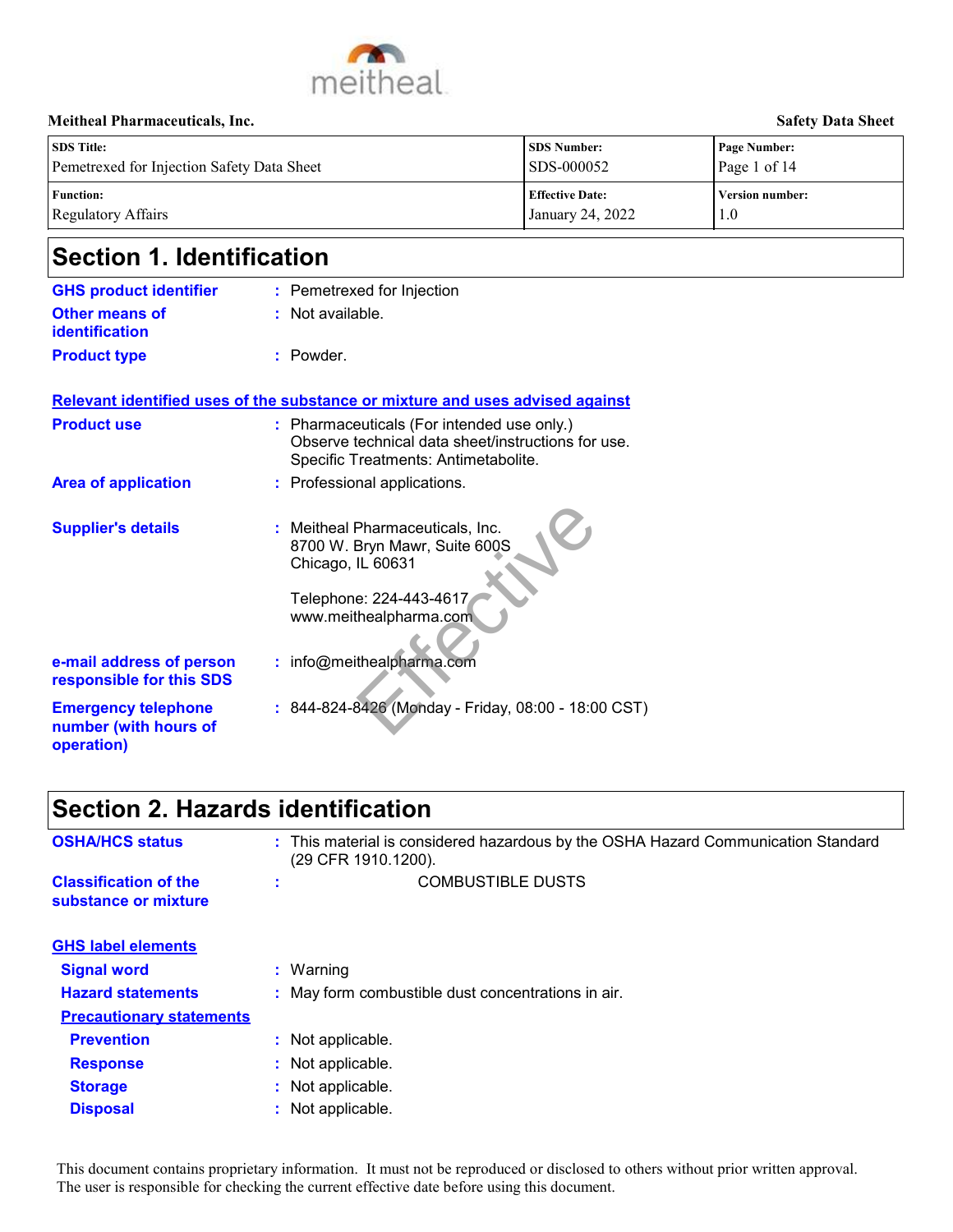**Meitheal Pharmaceuticals, Inc.** **Safety Data Sheet**

| SDS Title: | SDS Number: | Page Number: |
|---|---|---|
| Pemetrexed for Injection Safety Data Sheet | SDS-000052 | Page 1 of 14 |
| **Function:** | **Effective Date:** | **Version number:** |
| Regulatory Affairs | January 24, 2022 | 1.0 |

## Section 1. Identification

**GHS product identifier** : Pemetrexed for Injection

**Other means of identification** : Not available.

**Product type** : Powder.

**Relevant identified uses of the substance or mixture and uses advised against**

**Product use** : Pharmaceuticals (For intended use only.)
Observe technical data sheet/instructions for use.
Specific Treatments: Antimetabolite.

**Area of application** : Professional applications.

**Supplier's details** : Meitheal Pharmaceuticals, Inc.
8700 W. Bryn Mawr, Suite 600S
Chicago, IL 60631

Telephone: 224-443-4617
www.meithealpharma.com

**e-mail address of person responsible for this SDS** : info@meithealpharma.com

**Emergency telephone number (with hours of operation)** : 844-824-8426 (Monday - Friday, 08:00 - 18:00 CST)

## Section 2. Hazards identification

**OSHA/HCS status** : This material is considered hazardous by the OSHA Hazard Communication Standard (29 CFR 1910.1200).

**Classification of the substance or mixture** : COMBUSTIBLE DUSTS

**GHS label elements**

**Signal word** : Warning

**Hazard statements** : May form combustible dust concentrations in air.

**Precautionary statements**

**Prevention** : Not applicable.

**Response** : Not applicable.

**Storage** : Not applicable.

**Disposal** : Not applicable.

This document contains proprietary information. It must not be reproduced or disclosed to others without prior written approval.
The user is responsible for checking the current effective date before using this document.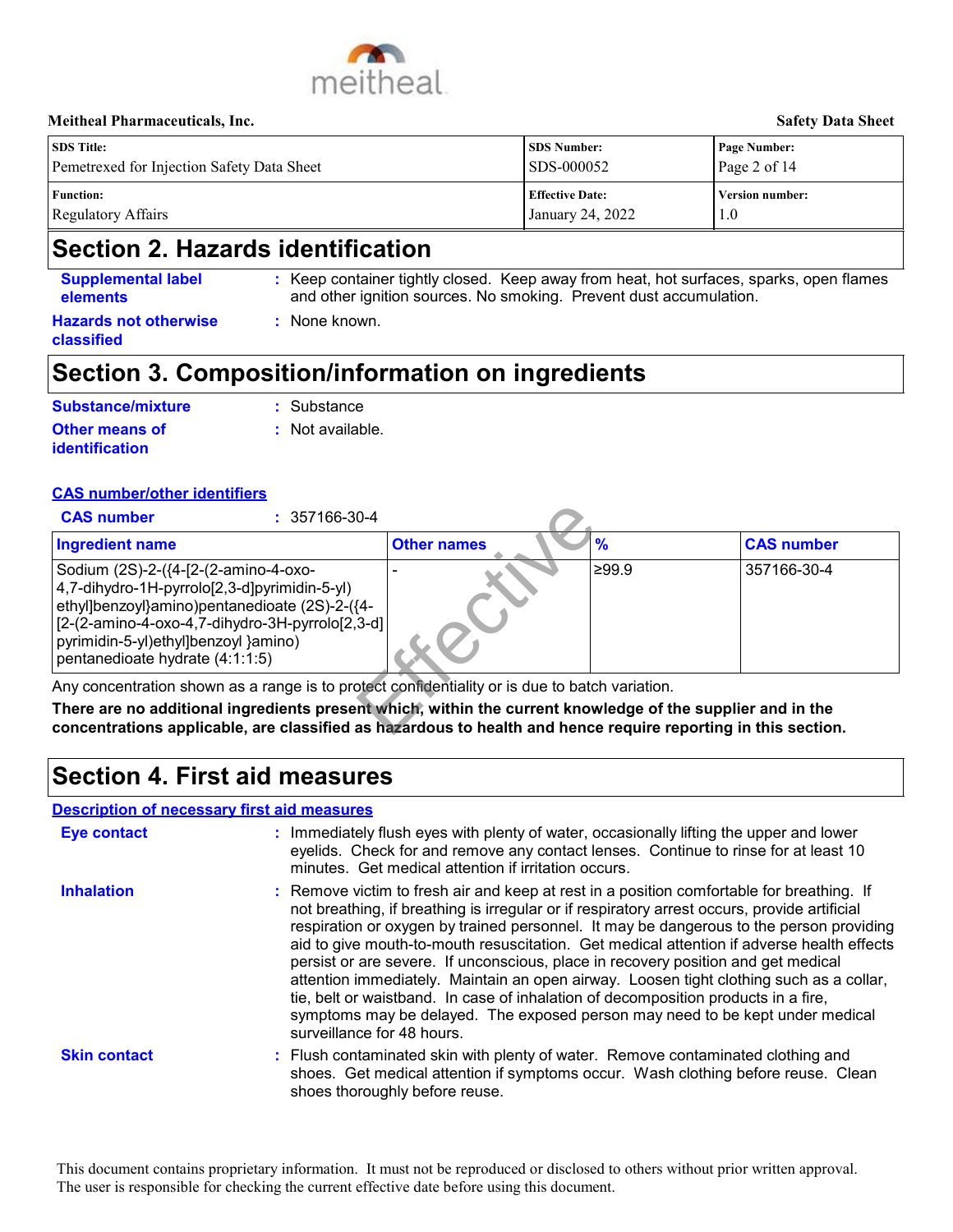## Section 2. Hazards identification

**Supplemental label elements** : Keep container tightly closed. Keep away from heat, hot surfaces, sparks, open flames and other ignition sources. No smoking. Prevent dust accumulation.

**Hazards not otherwise classified** : None known.

## Section 3. Composition/information on ingredients

**Substance/mixture** : Substance

**Other means of identification** : Not available.

**CAS number/other identifiers**

**CAS number** : 357166-30-4

| Ingredient name | Other names | % | CAS number |
| --- | --- | --- | --- |
| Sodium (2S)-2-({4-[2-(2-amino-4-oxo-4,7-dihydro-1H-pyrrolo[2,3-d]pyrimidin-5-yl) ethyl]benzoyl}amino)pentanedioate (2S)-2-({4-[2-(2-amino-4-oxo-4,7-dihydro-3H-pyrrolo[2,3-d] pyrimidin-5-yl)ethyl]benzoyl }amino) pentanedioate hydrate (4:1:1:5) | - | ≥99.9 | 357166-30-4 |

Any concentration shown as a range is to protect confidentiality or is due to batch variation.

**There are no additional ingredients present which, within the current knowledge of the supplier and in the concentrations applicable, are classified as hazardous to health and hence require reporting in this section.**

## Section 4. First aid measures

**Description of necessary first aid measures**

**Eye contact** : Immediately flush eyes with plenty of water, occasionally lifting the upper and lower eyelids. Check for and remove any contact lenses. Continue to rinse for at least 10 minutes. Get medical attention if irritation occurs.

**Inhalation** : Remove victim to fresh air and keep at rest in a position comfortable for breathing. If not breathing, if breathing is irregular or if respiratory arrest occurs, provide artificial respiration or oxygen by trained personnel. It may be dangerous to the person providing aid to give mouth-to-mouth resuscitation. Get medical attention if adverse health effects persist or are severe. If unconscious, place in recovery position and get medical attention immediately. Maintain an open airway. Loosen tight clothing such as a collar, tie, belt or waistband. In case of inhalation of decomposition products in a fire, symptoms may be delayed. The exposed person may need to be kept under medical surveillance for 48 hours.

**Skin contact** : Flush contaminated skin with plenty of water. Remove contaminated clothing and shoes. Get medical attention if symptoms occur. Wash clothing before reuse. Clean shoes thoroughly before reuse.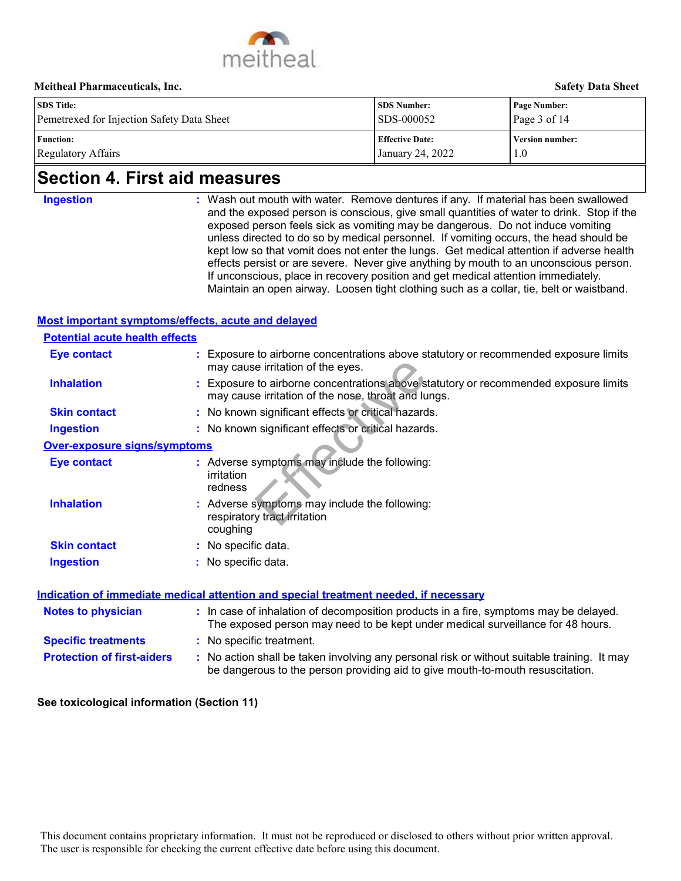# Section 4. First aid measures

**Ingestion** : Wash out mouth with water. Remove dentures if any. If material has been swallowed and the exposed person is conscious, give small quantities of water to drink. Stop if the exposed person feels sick as vomiting may be dangerous. Do not induce vomiting unless directed to do so by medical personnel. If vomiting occurs, the head should be kept low so that vomit does not enter the lungs. Get medical attention if adverse health effects persist or are severe. Never give anything by mouth to an unconscious person. If unconscious, place in recovery position and get medical attention immediately. Maintain an open airway. Loosen tight clothing such as a collar, tie, belt or waistband.

## Most important symptoms/effects, acute and delayed

### Potential acute health effects

**Eye contact** : Exposure to airborne concentrations above statutory or recommended exposure limits may cause irritation of the eyes.

**Inhalation** : Exposure to airborne concentrations above statutory or recommended exposure limits may cause irritation of the nose, throat and lungs.

**Skin contact** : No known significant effects or critical hazards.

**Ingestion** : No known significant effects or critical hazards.

### Over-exposure signs/symptoms

**Eye contact** : Adverse symptoms may include the following:
irritation
redness

**Inhalation** : Adverse symptoms may include the following:
respiratory tract irritation
coughing

**Skin contact** : No specific data.

**Ingestion** : No specific data.

## Indication of immediate medical attention and special treatment needed, if necessary

**Notes to physician** : In case of inhalation of decomposition products in a fire, symptoms may be delayed. The exposed person may need to be kept under medical surveillance for 48 hours.

**Specific treatments** : No specific treatment.

**Protection of first-aiders** : No action shall be taken involving any personal risk or without suitable training. It may be dangerous to the person providing aid to give mouth-to-mouth resuscitation.

**See toxicological information (Section 11)**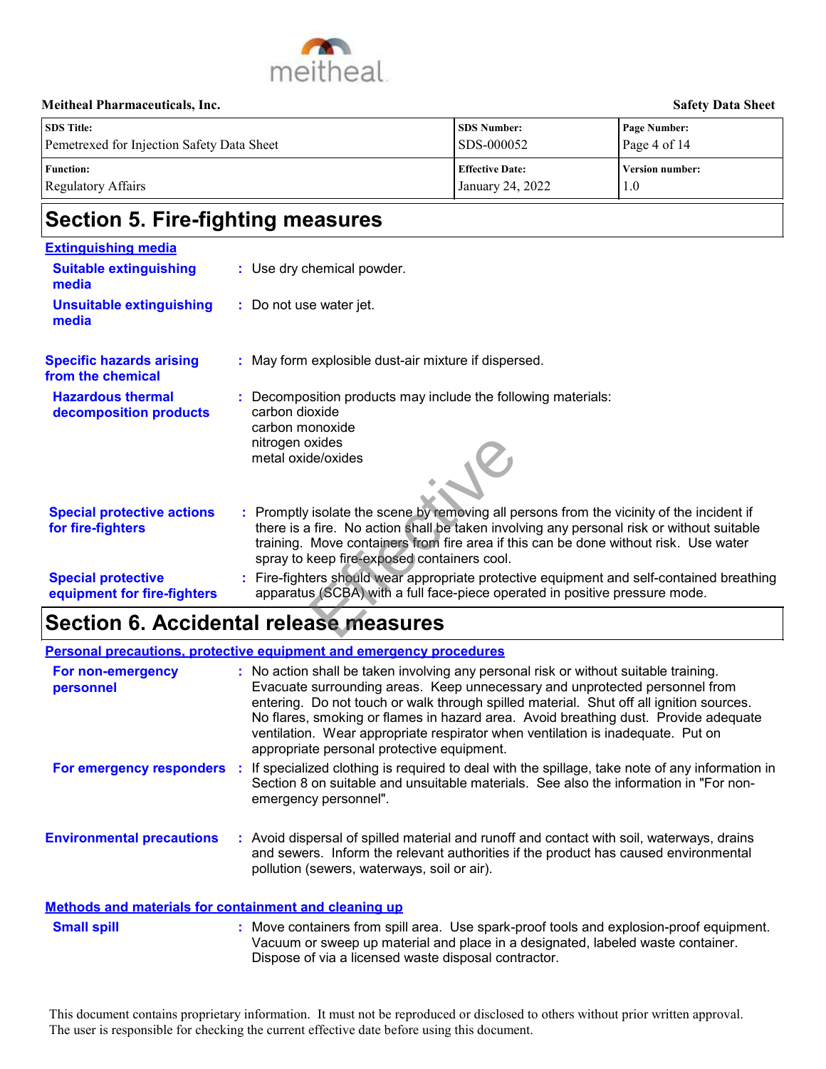# Section 5. Fire-fighting measures

**Extinguishing media**

**Suitable extinguishing media** : Use dry chemical powder.

**Unsuitable extinguishing media** : Do not use water jet.

**Specific hazards arising from the chemical** : May form explosible dust-air mixture if dispersed.

**Hazardous thermal decomposition products** : Decomposition products may include the following materials:
carbon dioxide
carbon monoxide
nitrogen oxides
metal oxide/oxides

**Special protective actions for fire-fighters** : Promptly isolate the scene by removing all persons from the vicinity of the incident if there is a fire. No action shall be taken involving any personal risk or without suitable training. Move containers from fire area if this can be done without risk. Use water spray to keep fire-exposed containers cool.

**Special protective equipment for fire-fighters** : Fire-fighters should wear appropriate protective equipment and self-contained breathing apparatus (SCBA) with a full face-piece operated in positive pressure mode.

# Section 6. Accidental release measures

**Personal precautions, protective equipment and emergency procedures**

**For non-emergency personnel** : No action shall be taken involving any personal risk or without suitable training. Evacuate surrounding areas. Keep unnecessary and unprotected personnel from entering. Do not touch or walk through spilled material. Shut off all ignition sources. No flares, smoking or flames in hazard area. Avoid breathing dust. Provide adequate ventilation. Wear appropriate respirator when ventilation is inadequate. Put on appropriate personal protective equipment.

**For emergency responders** : If specialized clothing is required to deal with the spillage, take note of any information in Section 8 on suitable and unsuitable materials. See also the information in "For non-emergency personnel".

**Environmental precautions** : Avoid dispersal of spilled material and runoff and contact with soil, waterways, drains and sewers. Inform the relevant authorities if the product has caused environmental pollution (sewers, waterways, soil or air).

**Methods and materials for containment and cleaning up**

**Small spill** : Move containers from spill area. Use spark-proof tools and explosion-proof equipment. Vacuum or sweep up material and place in a designated, labeled waste container. Dispose of via a licensed waste disposal contractor.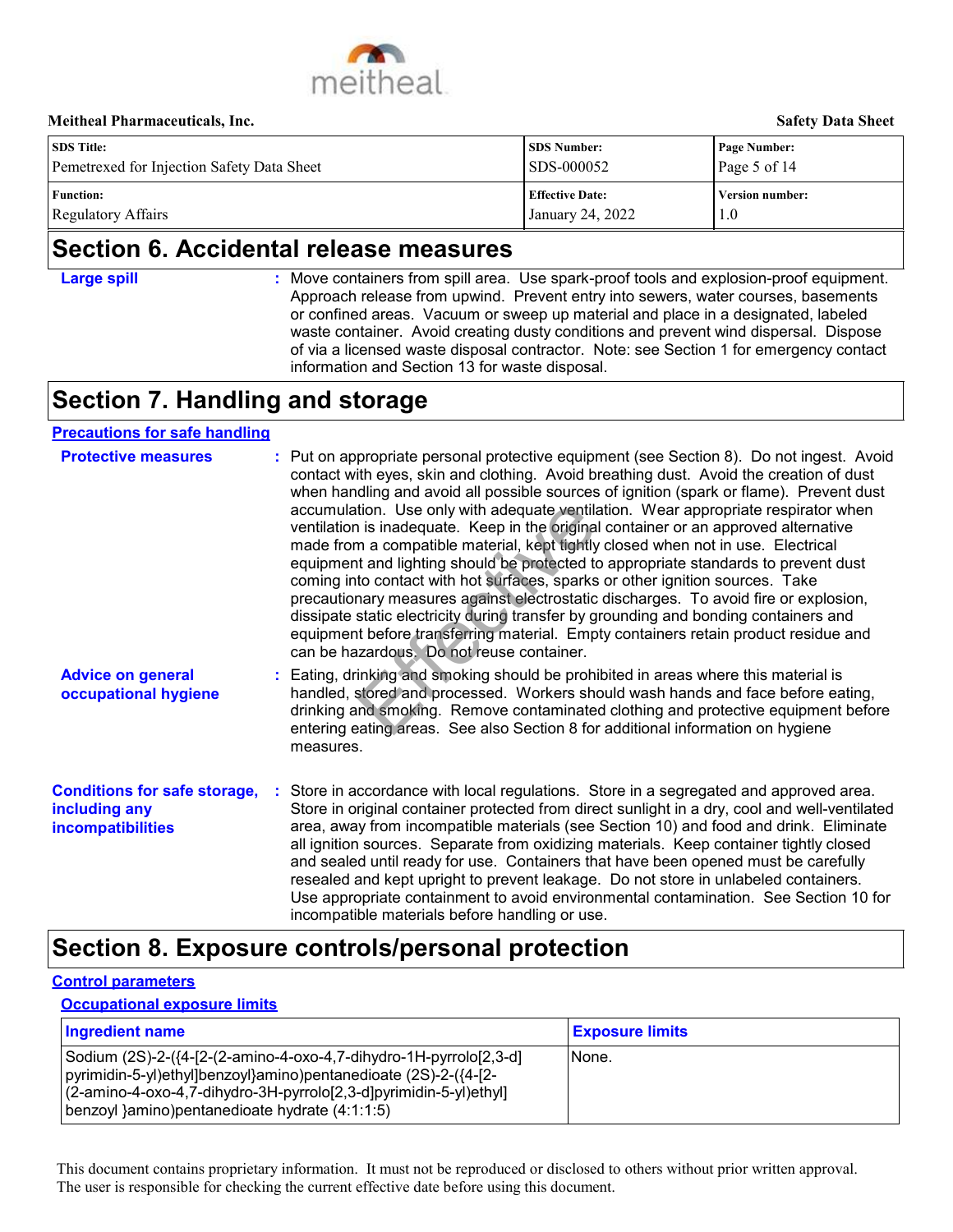# Section 6. Accidental release measures

**Large spill** : Move containers from spill area. Use spark-proof tools and explosion-proof equipment. Approach release from upwind. Prevent entry into sewers, water courses, basements or confined areas. Vacuum or sweep up material and place in a designated, labeled waste container. Avoid creating dusty conditions and prevent wind dispersal. Dispose of via a licensed waste disposal contractor. Note: see Section 1 for emergency contact information and Section 13 for waste disposal.

# Section 7. Handling and storage

## Precautions for safe handling

**Protective measures** : Put on appropriate personal protective equipment (see Section 8). Do not ingest. Avoid contact with eyes, skin and clothing. Avoid breathing dust. Avoid the creation of dust when handling and avoid all possible sources of ignition (spark or flame). Prevent dust accumulation. Use only with adequate ventilation. Wear appropriate respirator when ventilation is inadequate. Keep in the original container or an approved alternative made from a compatible material, kept tightly closed when not in use. Electrical equipment and lighting should be protected to appropriate standards to prevent dust coming into contact with hot surfaces, sparks or other ignition sources. Take precautionary measures against electrostatic discharges. To avoid fire or explosion, dissipate static electricity during transfer by grounding and bonding containers and equipment before transferring material. Empty containers retain product residue and can be hazardous. Do not reuse container.

**Advice on general occupational hygiene** : Eating, drinking and smoking should be prohibited in areas where this material is handled, stored and processed. Workers should wash hands and face before eating, drinking and smoking. Remove contaminated clothing and protective equipment before entering eating areas. See also Section 8 for additional information on hygiene measures.

**Conditions for safe storage, including any incompatibilities** : Store in accordance with local regulations. Store in a segregated and approved area. Store in original container protected from direct sunlight in a dry, cool and well-ventilated area, away from incompatible materials (see Section 10) and food and drink. Eliminate all ignition sources. Separate from oxidizing materials. Keep container tightly closed and sealed until ready for use. Containers that have been opened must be carefully resealed and kept upright to prevent leakage. Do not store in unlabeled containers. Use appropriate containment to avoid environmental contamination. See Section 10 for incompatible materials before handling or use.

# Section 8. Exposure controls/personal protection

## Control parameters

### Occupational exposure limits

| Ingredient name | Exposure limits |
|---|---|
| Sodium (2S)-2-({4-[2-(2-amino-4-oxo-4,7-dihydro-1H-pyrrolo[2,3-d] pyrimidin-5-yl)ethyl]benzoyl}amino)pentanedioate (2S)-2-({4-[2-(2-amino-4-oxo-4,7-dihydro-3H-pyrrolo[2,3-d]pyrimidin-5-yl)ethyl] benzoyl }amino)pentanedioate hydrate (4:1:1:5) | None. |

This document contains proprietary information. It must not be reproduced or disclosed to others without prior written approval. The user is responsible for checking the current effective date before using this document.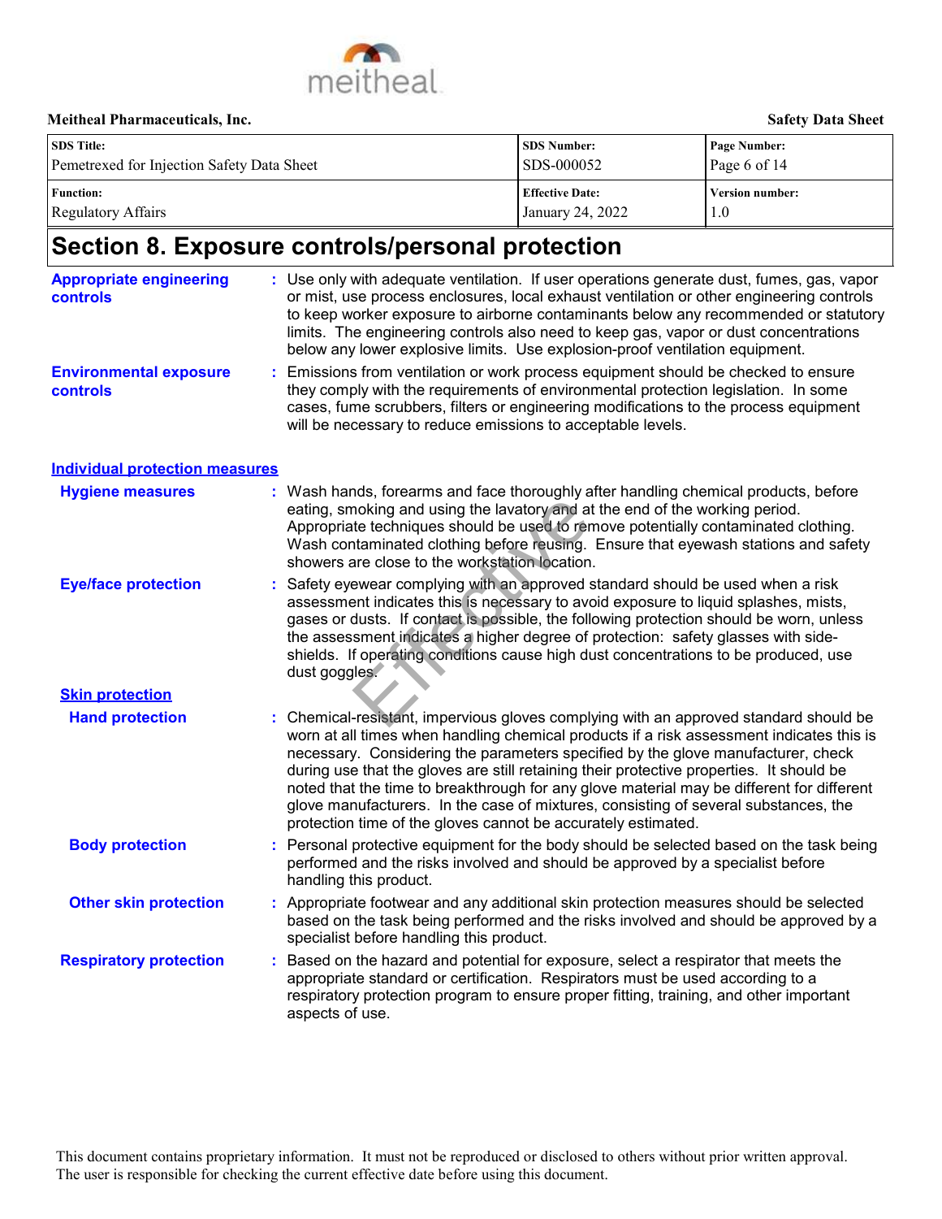# Section 8. Exposure controls/personal protection

**Appropriate engineering controls** : Use only with adequate ventilation. If user operations generate dust, fumes, gas, vapor or mist, use process enclosures, local exhaust ventilation or other engineering controls to keep worker exposure to airborne contaminants below any recommended or statutory limits. The engineering controls also need to keep gas, vapor or dust concentrations below any lower explosive limits. Use explosion-proof ventilation equipment.

**Environmental exposure controls** : Emissions from ventilation or work process equipment should be checked to ensure they comply with the requirements of environmental protection legislation. In some cases, fume scrubbers, filters or engineering modifications to the process equipment will be necessary to reduce emissions to acceptable levels.

## Individual protection measures

**Hygiene measures** : Wash hands, forearms and face thoroughly after handling chemical products, before eating, smoking and using the lavatory and at the end of the working period. Appropriate techniques should be used to remove potentially contaminated clothing. Wash contaminated clothing before reusing. Ensure that eyewash stations and safety showers are close to the workstation location.

**Eye/face protection** : Safety eyewear complying with an approved standard should be used when a risk assessment indicates this is necessary to avoid exposure to liquid splashes, mists, gases or dusts. If contact is possible, the following protection should be worn, unless the assessment indicates a higher degree of protection: safety glasses with side-shields. If operating conditions cause high dust concentrations to be produced, use dust goggles.

### Skin protection

**Hand protection** : Chemical-resistant, impervious gloves complying with an approved standard should be worn at all times when handling chemical products if a risk assessment indicates this is necessary. Considering the parameters specified by the glove manufacturer, check during use that the gloves are still retaining their protective properties. It should be noted that the time to breakthrough for any glove material may be different for different glove manufacturers. In the case of mixtures, consisting of several substances, the protection time of the gloves cannot be accurately estimated.

**Body protection** : Personal protective equipment for the body should be selected based on the task being performed and the risks involved and should be approved by a specialist before handling this product.

**Other skin protection** : Appropriate footwear and any additional skin protection measures should be selected based on the task being performed and the risks involved and should be approved by a specialist before handling this product.

**Respiratory protection** : Based on the hazard and potential for exposure, select a respirator that meets the appropriate standard or certification. Respirators must be used according to a respiratory protection program to ensure proper fitting, training, and other important aspects of use.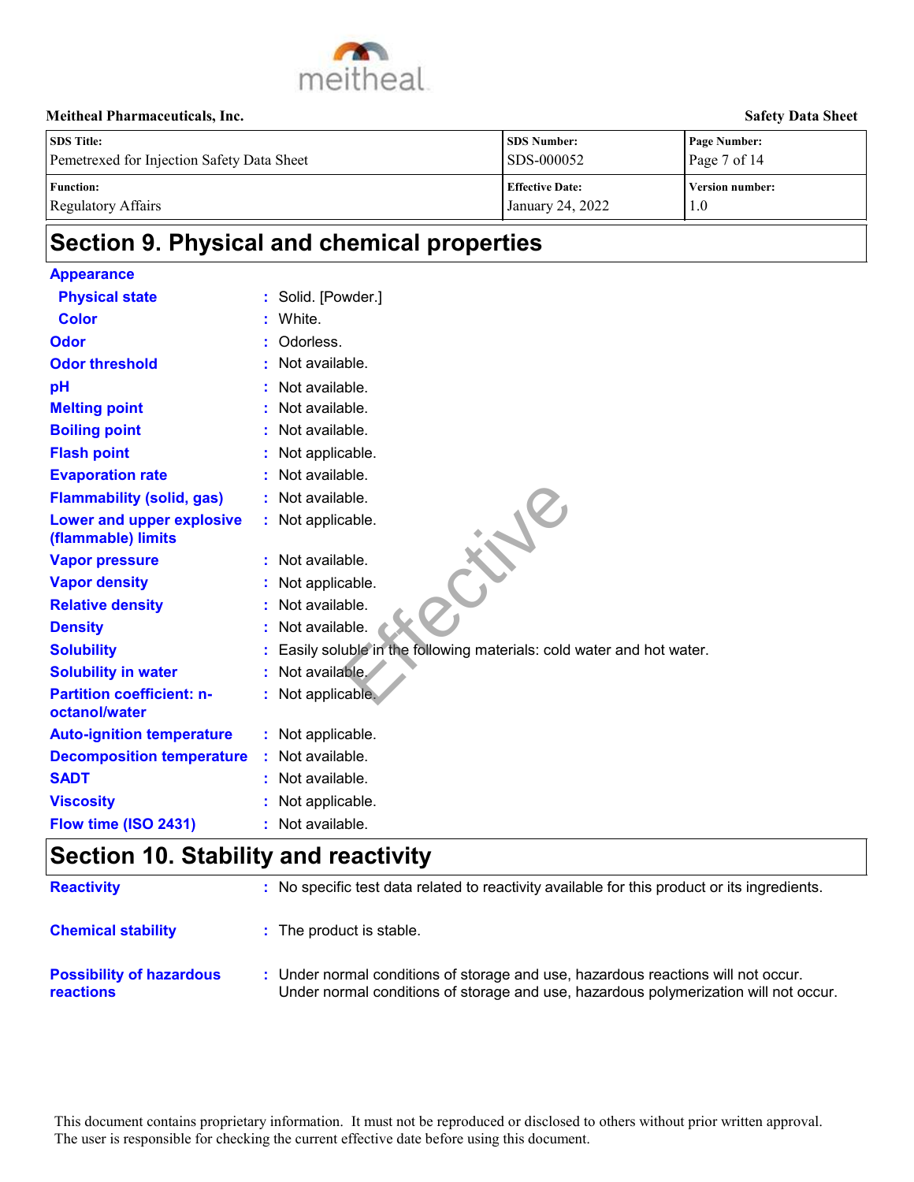## Section 9. Physical and chemical properties

**Appearance**

| Property | Value |
|---|---|
| Physical state | Solid. [Powder.] |
| Color | White. |
| Odor | Odorless. |
| Odor threshold | Not available. |
| pH | Not available. |
| Melting point | Not available. |
| Boiling point | Not available. |
| Flash point | Not applicable. |
| Evaporation rate | Not available. |
| Flammability (solid, gas) | Not available. |
| Lower and upper explosive (flammable) limits | Not applicable. |
| Vapor pressure | Not available. |
| Vapor density | Not applicable. |
| Relative density | Not available. |
| Density | Not available. |
| Solubility | Easily soluble in the following materials: cold water and hot water. |
| Solubility in water | Not available. |
| Partition coefficient: n-octanol/water | Not applicable. |
| Auto-ignition temperature | Not applicable. |
| Decomposition temperature | Not available. |
| SADT | Not available. |
| Viscosity | Not applicable. |
| Flow time (ISO 2431) | Not available. |

## Section 10. Stability and reactivity

| Property | Value |
|---|---|
| Reactivity | No specific test data related to reactivity available for this product or its ingredients. |
| Chemical stability | The product is stable. |
| Possibility of hazardous reactions | Under normal conditions of storage and use, hazardous reactions will not occur. Under normal conditions of storage and use, hazardous polymerization will not occur. |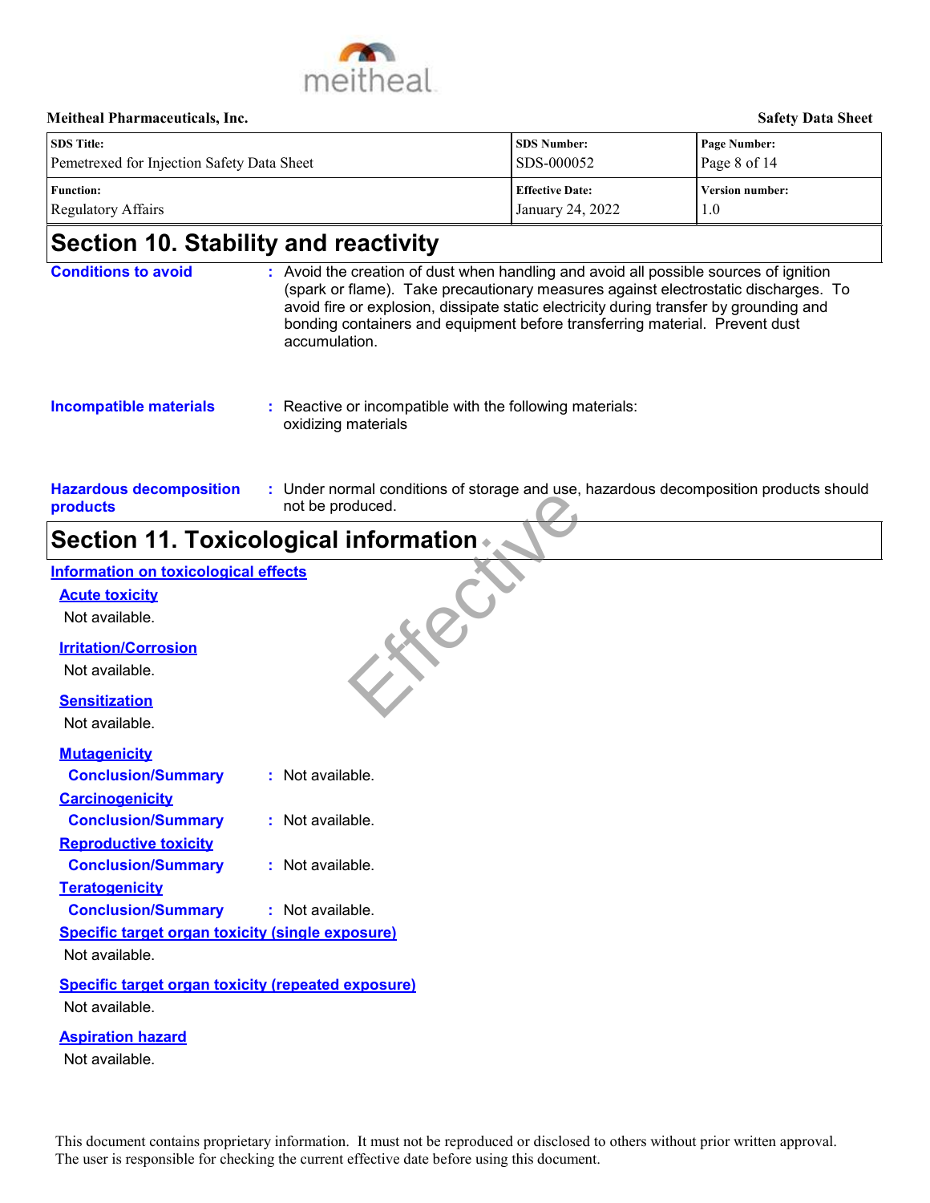## Section 10. Stability and reactivity

**Conditions to avoid** : Avoid the creation of dust when handling and avoid all possible sources of ignition (spark or flame). Take precautionary measures against electrostatic discharges. To avoid fire or explosion, dissipate static electricity during transfer by grounding and bonding containers and equipment before transferring material. Prevent dust accumulation.

**Incompatible materials** : Reactive or incompatible with the following materials: oxidizing materials

**Hazardous decomposition products** : Under normal conditions of storage and use, hazardous decomposition products should not be produced.

## Section 11. Toxicological information

### Information on toxicological effects

**Acute toxicity**

Not available.

**Irritation/Corrosion**

Not available.

**Sensitization**

Not available.

**Mutagenicity**

**Conclusion/Summary** : Not available.

**Carcinogenicity**

**Conclusion/Summary** : Not available.

**Reproductive toxicity**

**Conclusion/Summary** : Not available.

**Teratogenicity**

**Conclusion/Summary** : Not available.

**Specific target organ toxicity (single exposure)**

Not available.

**Specific target organ toxicity (repeated exposure)**

Not available.

**Aspiration hazard**

Not available.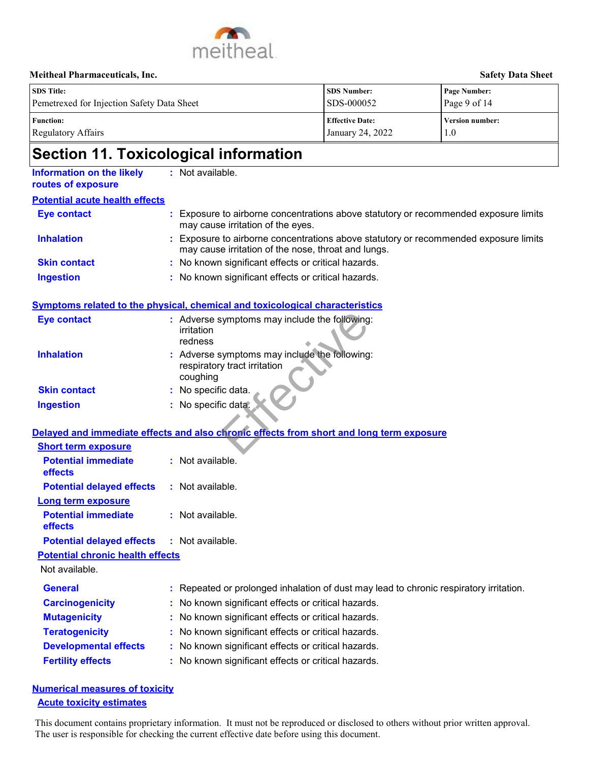# Section 11. Toxicological information

**Information on the likely routes of exposure** : Not available.

### Potential acute health effects

**Eye contact** : Exposure to airborne concentrations above statutory or recommended exposure limits may cause irritation of the eyes.

**Inhalation** : Exposure to airborne concentrations above statutory or recommended exposure limits may cause irritation of the nose, throat and lungs.

**Skin contact** : No known significant effects or critical hazards.

**Ingestion** : No known significant effects or critical hazards.

### Symptoms related to the physical, chemical and toxicological characteristics

**Eye contact** : Adverse symptoms may include the following:
irritation
redness

**Inhalation** : Adverse symptoms may include the following:
respiratory tract irritation
coughing

**Skin contact** : No specific data.

**Ingestion** : No specific data.

### Delayed and immediate effects and also chronic effects from short and long term exposure

#### Short term exposure

**Potential immediate effects** : Not available.

**Potential delayed effects** : Not available.

#### Long term exposure

**Potential immediate effects** : Not available.

**Potential delayed effects** : Not available.

#### Potential chronic health effects

Not available.

**General** : Repeated or prolonged inhalation of dust may lead to chronic respiratory irritation.

**Carcinogenicity** : No known significant effects or critical hazards.

**Mutagenicity** : No known significant effects or critical hazards.

**Teratogenicity** : No known significant effects or critical hazards.

**Developmental effects** : No known significant effects or critical hazards.

**Fertility effects** : No known significant effects or critical hazards.

### Numerical measures of toxicity

#### Acute toxicity estimates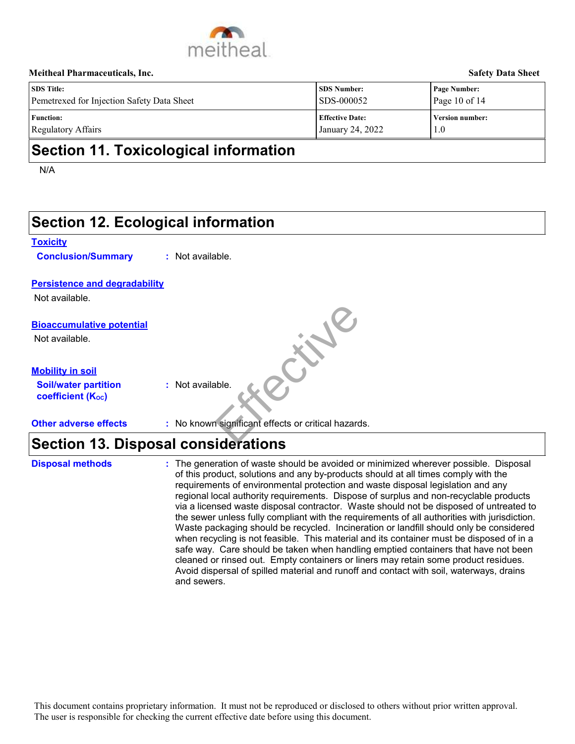## Section 11. Toxicological information

N/A

## Section 12. Ecological information

**Toxicity**

**Conclusion/Summary** : Not available.

**Persistence and degradability**

Not available.

**Bioaccumulative potential**

Not available.

**Mobility in soil**

**Soil/water partition coefficient ($K_{OC}$)** : Not available.

**Other adverse effects** : No known significant effects or critical hazards.

## Section 13. Disposal considerations

**Disposal methods** : The generation of waste should be avoided or minimized wherever possible. Disposal of this product, solutions and any by-products should at all times comply with the requirements of environmental protection and waste disposal legislation and any regional local authority requirements. Dispose of surplus and non-recyclable products via a licensed waste disposal contractor. Waste should not be disposed of untreated to the sewer unless fully compliant with the requirements of all authorities with jurisdiction. Waste packaging should be recycled. Incineration or landfill should only be considered when recycling is not feasible. This material and its container must be disposed of in a safe way. Care should be taken when handling emptied containers that have not been cleaned or rinsed out. Empty containers or liners may retain some product residues. Avoid dispersal of spilled material and runoff and contact with soil, waterways, drains and sewers.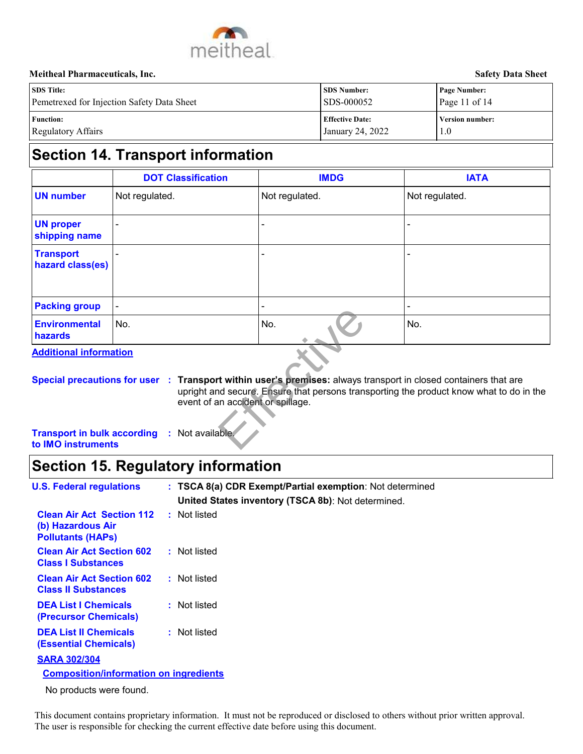## Section 14. Transport information

| | DOT Classification | IMDG | IATA |
|---|---|---|---|
| UN number | Not regulated. | Not regulated. | Not regulated. |
| UN proper shipping name | - | - | - |
| Transport hazard class(es) | - | - | - |
| Packing group | - | - | - |
| Environmental hazards | No. | No. | No. |

**Additional information**

**Special precautions for user** : **Transport within user's premises:** always transport in closed containers that are upright and secure. Ensure that persons transporting the product know what to do in the event of an accident or spillage.

**Transport in bulk according to IMO instruments** : Not available.

## Section 15. Regulatory information

**U.S. Federal regulations** : **TSCA 8(a) CDR Exempt/Partial exemption**: Not determined

**United States inventory (TSCA 8b)**: Not determined.

**Clean Air Act Section 112 (b) Hazardous Air Pollutants (HAPs)** : Not listed

**Clean Air Act Section 602 Class I Substances** : Not listed

**Clean Air Act Section 602 Class II Substances** : Not listed

**DEA List I Chemicals (Precursor Chemicals)** : Not listed

**DEA List II Chemicals (Essential Chemicals)** : Not listed

**SARA 302/304**

**Composition/information on ingredients**

No products were found.

This document contains proprietary information. It must not be reproduced or disclosed to others without prior written approval. The user is responsible for checking the current effective date before using this document.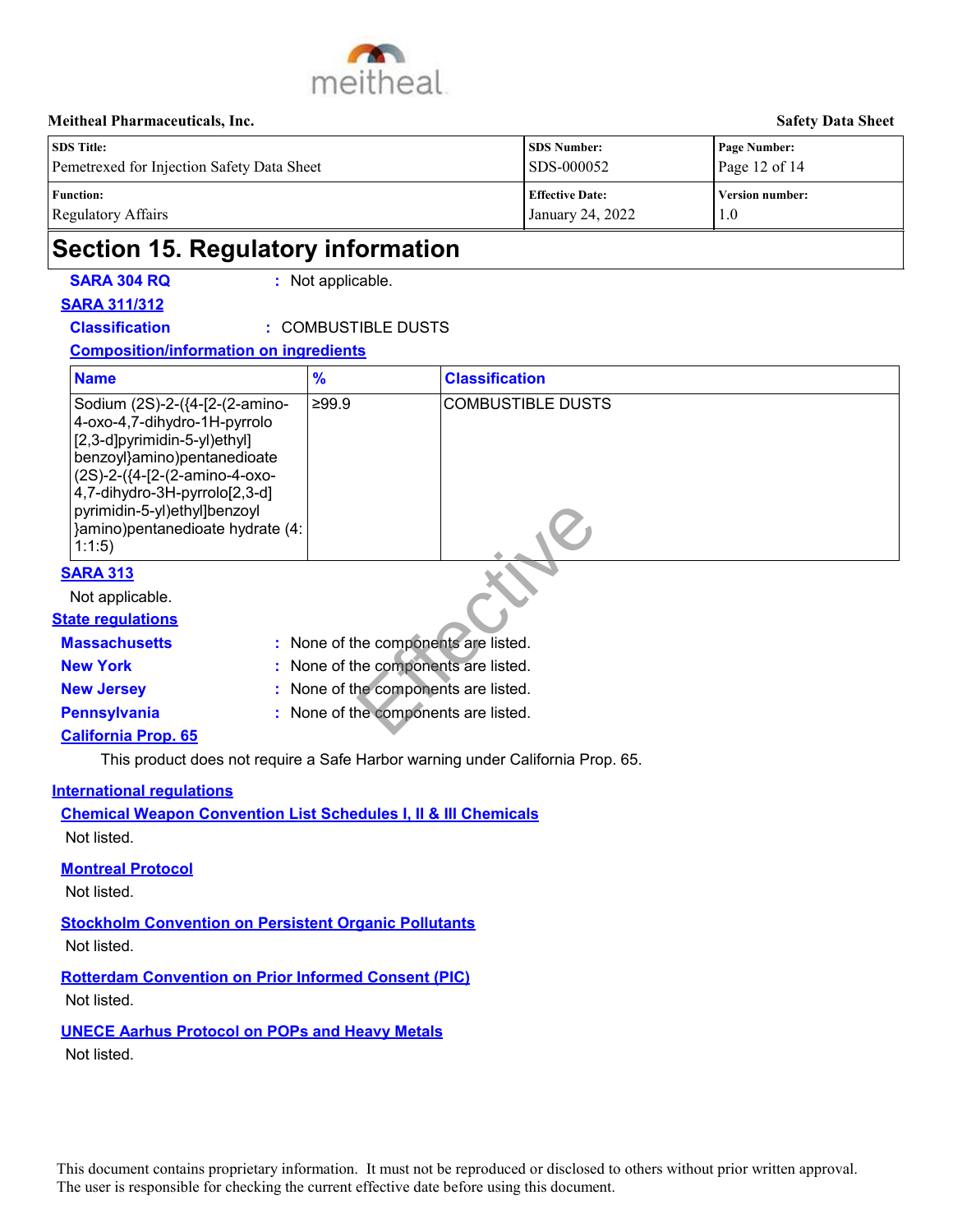## Section 15. Regulatory information

**SARA 304 RQ** : Not applicable.

**SARA 311/312**

**Classification** : COMBUSTIBLE DUSTS

**Composition/information on ingredients**

| Name | % | Classification |
|---|---|---|
| Sodium (2S)-2-({4-[2-(2-amino-4-oxo-4,7-dihydro-1H-pyrrolo[2,3-d]pyrimidin-5-yl)ethyl]benzoyl}amino)pentanedioate (2S)-2-({4-[2-(2-amino-4-oxo-4,7-dihydro-3H-pyrrolo[2,3-d]pyrimidin-5-yl)ethyl]benzoyl}amino)pentanedioate hydrate (4:1:1:5) | ≥99.9 | COMBUSTIBLE DUSTS |

**SARA 313**

Not applicable.

**State regulations**

**Massachusetts** : None of the components are listed.

**New York** : None of the components are listed.

**New Jersey** : None of the components are listed.

**Pennsylvania** : None of the components are listed.

**California Prop. 65**

This product does not require a Safe Harbor warning under California Prop. 65.

**International regulations**

**Chemical Weapon Convention List Schedules I, II & III Chemicals**

Not listed.

**Montreal Protocol**

Not listed.

**Stockholm Convention on Persistent Organic Pollutants**

Not listed.

**Rotterdam Convention on Prior Informed Consent (PIC)**

Not listed.

**UNECE Aarhus Protocol on POPs and Heavy Metals**

Not listed.

This document contains proprietary information. It must not be reproduced or disclosed to others without prior written approval. The user is responsible for checking the current effective date before using this document.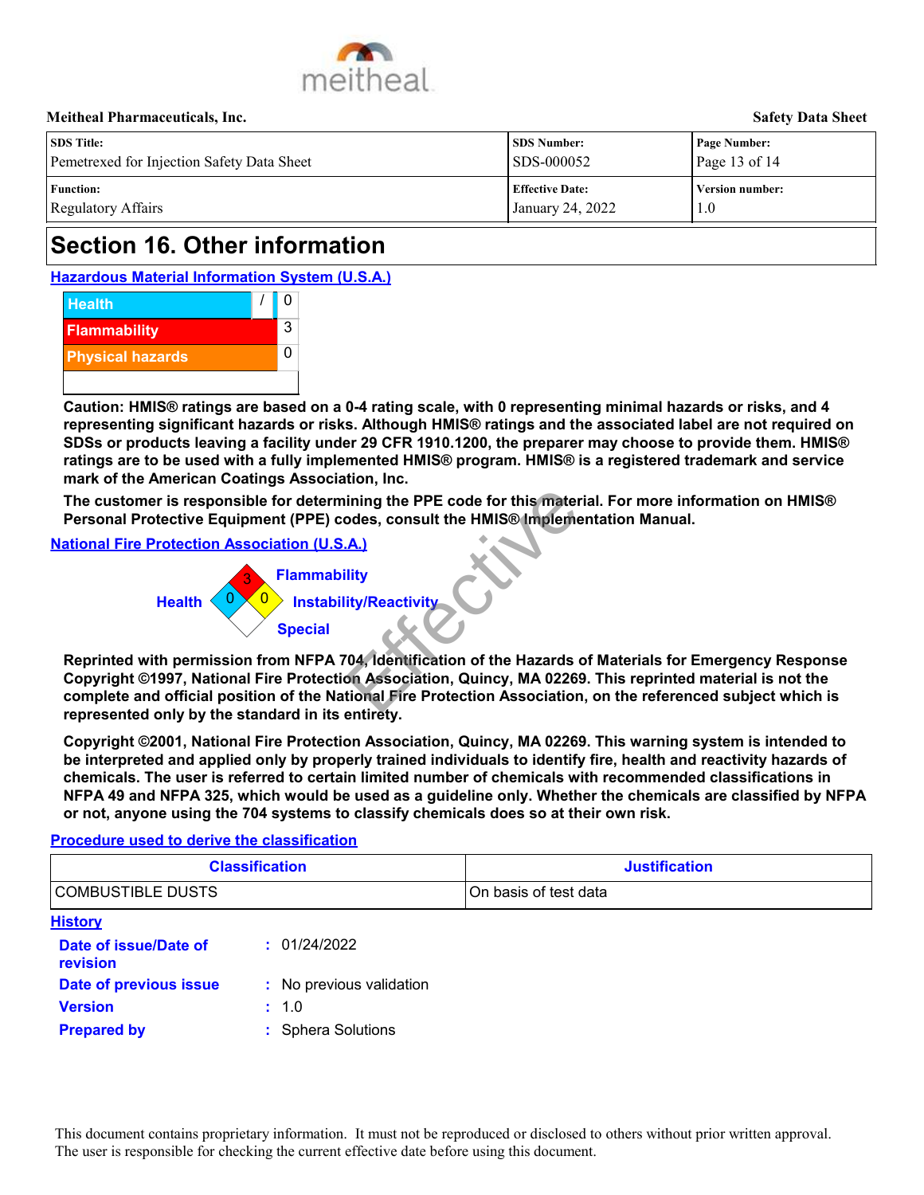# Section 16. Other information

## Hazardous Material Information System (U.S.A.)

| | | |
|---|---|---|
| Health | / | 0 |
| Flammability | | 3 |
| Physical hazards | | 0 |

**Caution: HMIS® ratings are based on a 0-4 rating scale, with 0 representing minimal hazards or risks, and 4 representing significant hazards or risks. Although HMIS® ratings and the associated label are not required on SDSs or products leaving a facility under 29 CFR 1910.1200, the preparer may choose to provide them. HMIS® ratings are to be used with a fully implemented HMIS® program. HMIS® is a registered trademark and service mark of the American Coatings Association, Inc.**

**The customer is responsible for determining the PPE code for this material. For more information on HMIS® Personal Protective Equipment (PPE) codes, consult the HMIS® Implementation Manual.**

## National Fire Protection Association (U.S.A.)

| | |
|---|---|
| Flammability | 3 |
| Health | 0 |
| Instability/Reactivity | 0 |
| Special | |

**Reprinted with permission from NFPA 704, Identification of the Hazards of Materials for Emergency Response Copyright ©1997, National Fire Protection Association, Quincy, MA 02269. This reprinted material is not the complete and official position of the National Fire Protection Association, on the referenced subject which is represented only by the standard in its entirety.**

**Copyright ©2001, National Fire Protection Association, Quincy, MA 02269. This warning system is intended to be interpreted and applied only by properly trained individuals to identify fire, health and reactivity hazards of chemicals. The user is referred to certain limited number of chemicals with recommended classifications in NFPA 49 and NFPA 325, which would be used as a guideline only. Whether the chemicals are classified by NFPA or not, anyone using the 704 systems to classify chemicals does so at their own risk.**

## Procedure used to derive the classification

| Classification | Justification |
|---|---|
| COMBUSTIBLE DUSTS | On basis of test data |

## History

**Date of issue/Date of revision** : 01/24/2022

**Date of previous issue** : No previous validation

**Version** : 1.0

**Prepared by** : Sphera Solutions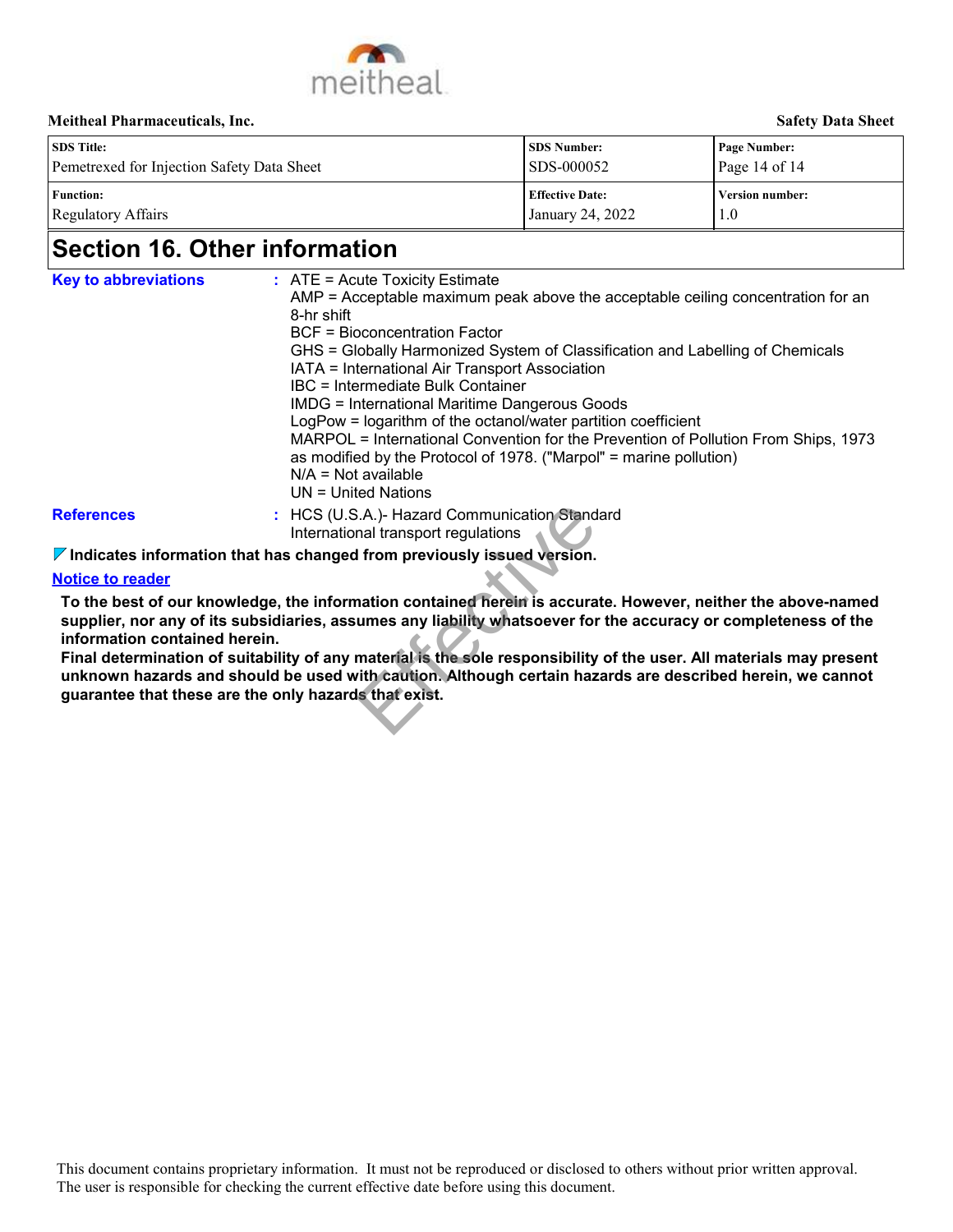## Section 16. Other information

**Key to abbreviations** : ATE = Acute Toxicity Estimate
AMP = Acceptable maximum peak above the acceptable ceiling concentration for an 8-hr shift
BCF = Bioconcentration Factor
GHS = Globally Harmonized System of Classification and Labelling of Chemicals
IATA = International Air Transport Association
IBC = Intermediate Bulk Container
IMDG = International Maritime Dangerous Goods
LogPow = logarithm of the octanol/water partition coefficient
MARPOL = International Convention for the Prevention of Pollution From Ships, 1973 as modified by the Protocol of 1978. ("Marpol" = marine pollution)
N/A = Not available
UN = United Nations

**References** : HCS (U.S.A.)- Hazard Communication Standard
International transport regulations

**Indicates information that has changed from previously issued version.**

**Notice to reader**

**To the best of our knowledge, the information contained herein is accurate. However, neither the above-named supplier, nor any of its subsidiaries, assumes any liability whatsoever for the accuracy or completeness of the information contained herein.**

**Final determination of suitability of any material is the sole responsibility of the user. All materials may present unknown hazards and should be used with caution. Although certain hazards are described herein, we cannot guarantee that these are the only hazards that exist.**